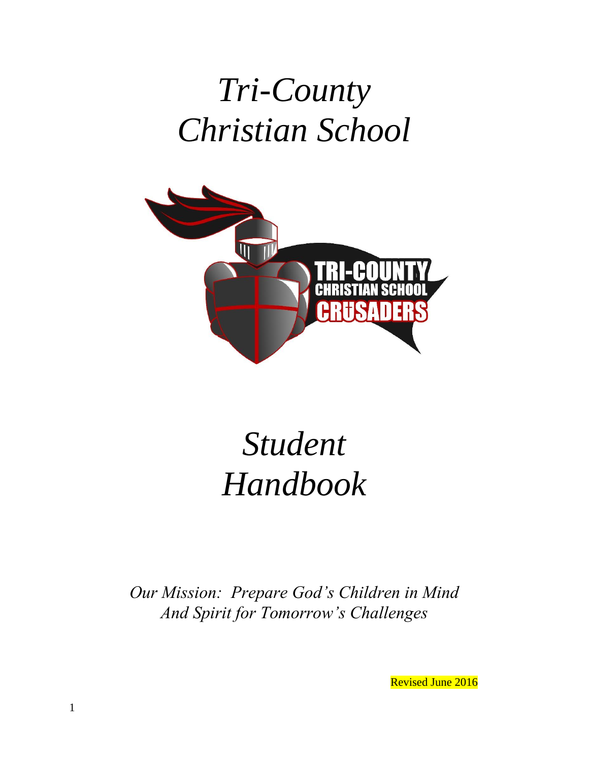# *Tri-County Christian School*

# *Student Handbook*

*Our Mission: Prepare God's Children in Mind And Spirit for Tomorrow's Challenges*

Revised June 2016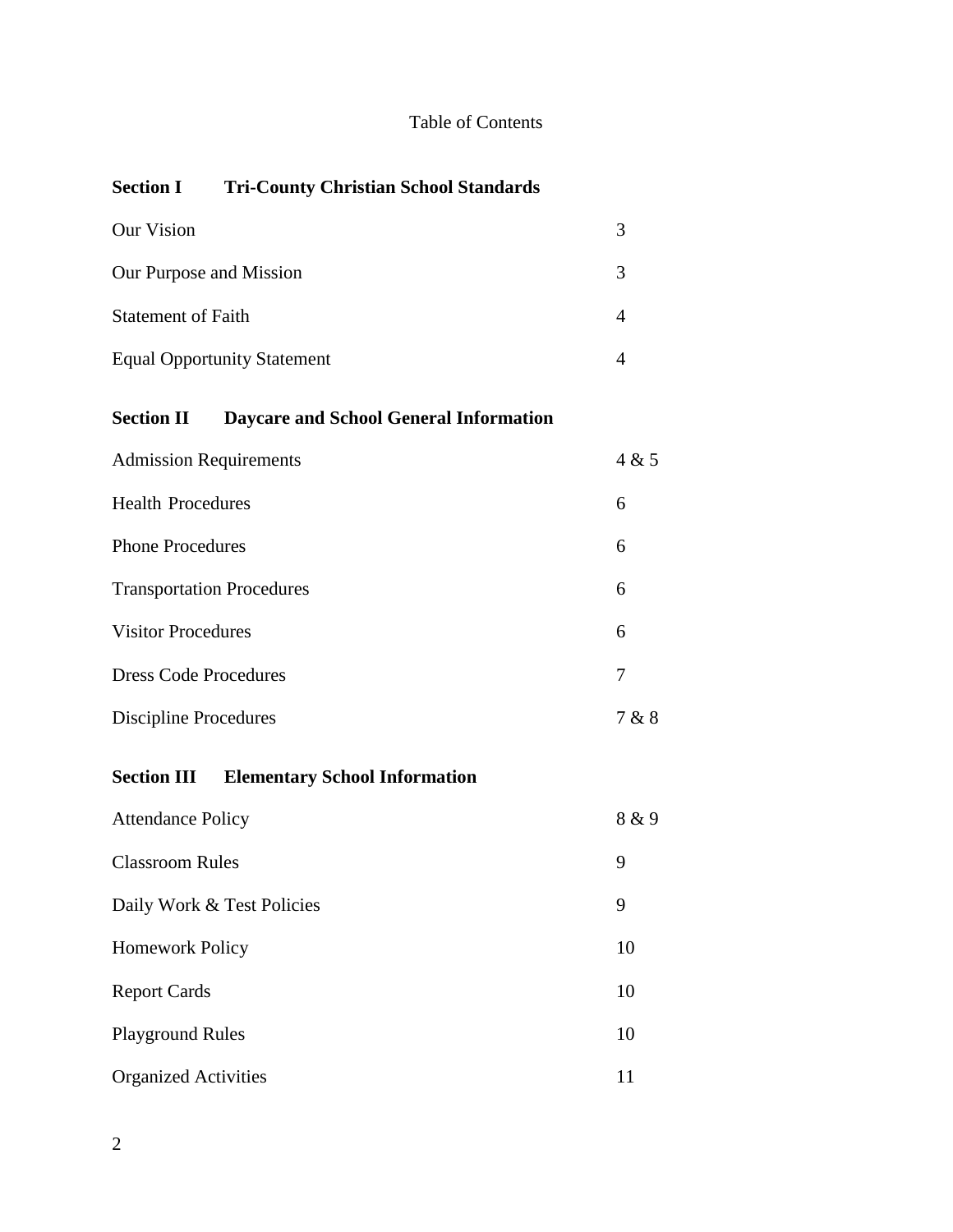# Table of Contents

| **Section I** | **Tri-County Christian School Standards** |
|---|---|
| Our Vision | 3 |
| Our Purpose and Mission | 3 |
| Statement of Faith | 4 |
| Equal Opportunity Statement | 4 |
| **Section II** | **Daycare and School General Information** |
| Admission Requirements | 4 & 5 |
| Health Procedures | 6 |
| Phone Procedures | 6 |
| Transportation Procedures | 6 |
| Visitor Procedures | 6 |
| Dress Code Procedures | 7 |
| Discipline Procedures | 7 & 8 |
| **Section III** | **Elementary School Information** |
| Attendance Policy | 8 & 9 |
| Classroom Rules | 9 |
| Daily Work & Test Policies | 9 |
| Homework Policy | 10 |
| Report Cards | 10 |
| Playground Rules | 10 |
| Organized Activities | 11 |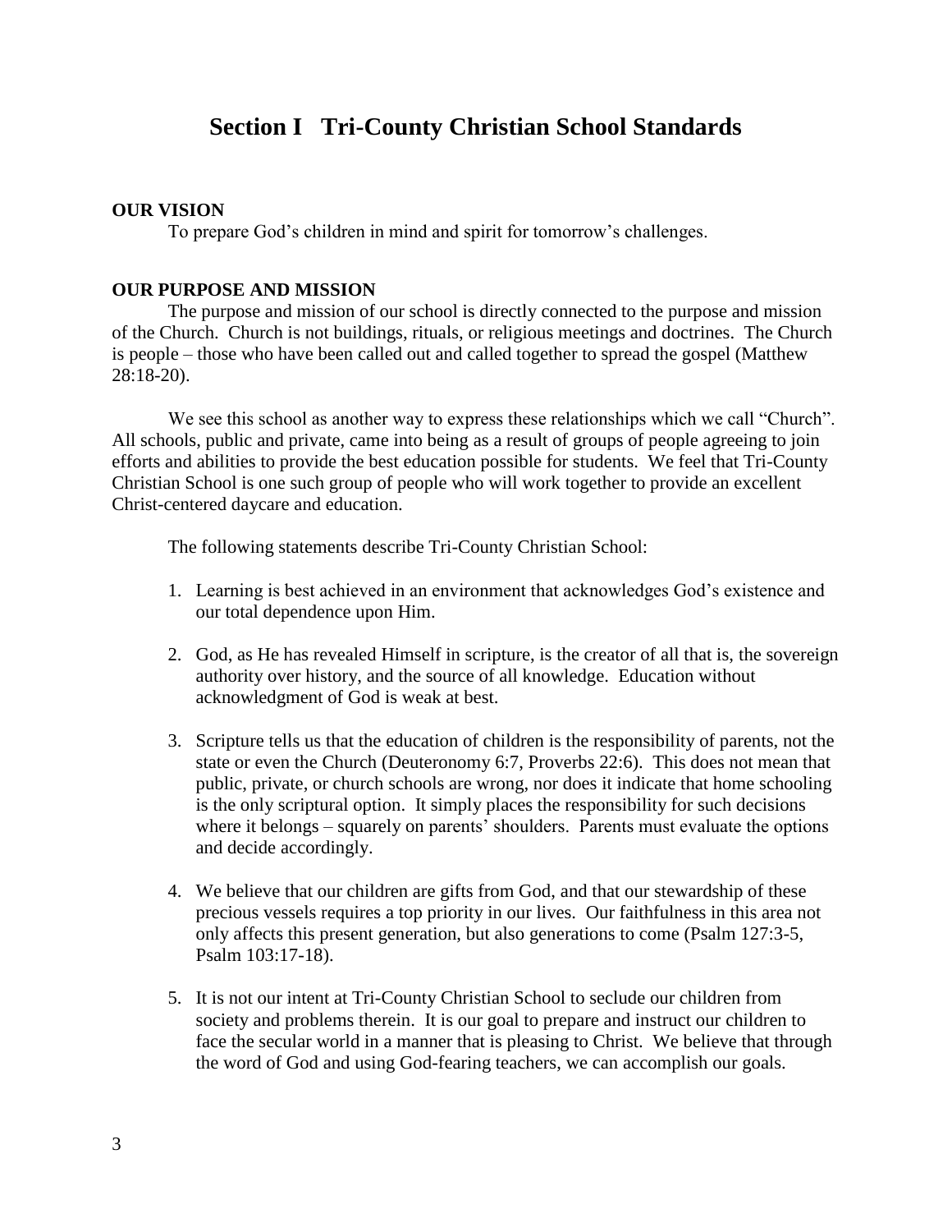# Section I Tri-County Christian School Standards

**OUR VISION**

To prepare God's children in mind and spirit for tomorrow's challenges.

**OUR PURPOSE AND MISSION**

The purpose and mission of our school is directly connected to the purpose and mission of the Church. Church is not buildings, rituals, or religious meetings and doctrines. The Church is people – those who have been called out and called together to spread the gospel (Matthew 28:18-20).

We see this school as another way to express these relationships which we call "Church". All schools, public and private, came into being as a result of groups of people agreeing to join efforts and abilities to provide the best education possible for students. We feel that Tri-County Christian School is one such group of people who will work together to provide an excellent Christ-centered daycare and education.

The following statements describe Tri-County Christian School:

1. Learning is best achieved in an environment that acknowledges God's existence and our total dependence upon Him.

2. God, as He has revealed Himself in scripture, is the creator of all that is, the sovereign authority over history, and the source of all knowledge. Education without acknowledgment of God is weak at best.

3. Scripture tells us that the education of children is the responsibility of parents, not the state or even the Church (Deuteronomy 6:7, Proverbs 22:6). This does not mean that public, private, or church schools are wrong, nor does it indicate that home schooling is the only scriptural option. It simply places the responsibility for such decisions where it belongs – squarely on parents' shoulders. Parents must evaluate the options and decide accordingly.

4. We believe that our children are gifts from God, and that our stewardship of these precious vessels requires a top priority in our lives. Our faithfulness in this area not only affects this present generation, but also generations to come (Psalm 127:3-5, Psalm 103:17-18).

5. It is not our intent at Tri-County Christian School to seclude our children from society and problems therein. It is our goal to prepare and instruct our children to face the secular world in a manner that is pleasing to Christ. We believe that through the word of God and using God-fearing teachers, we can accomplish our goals.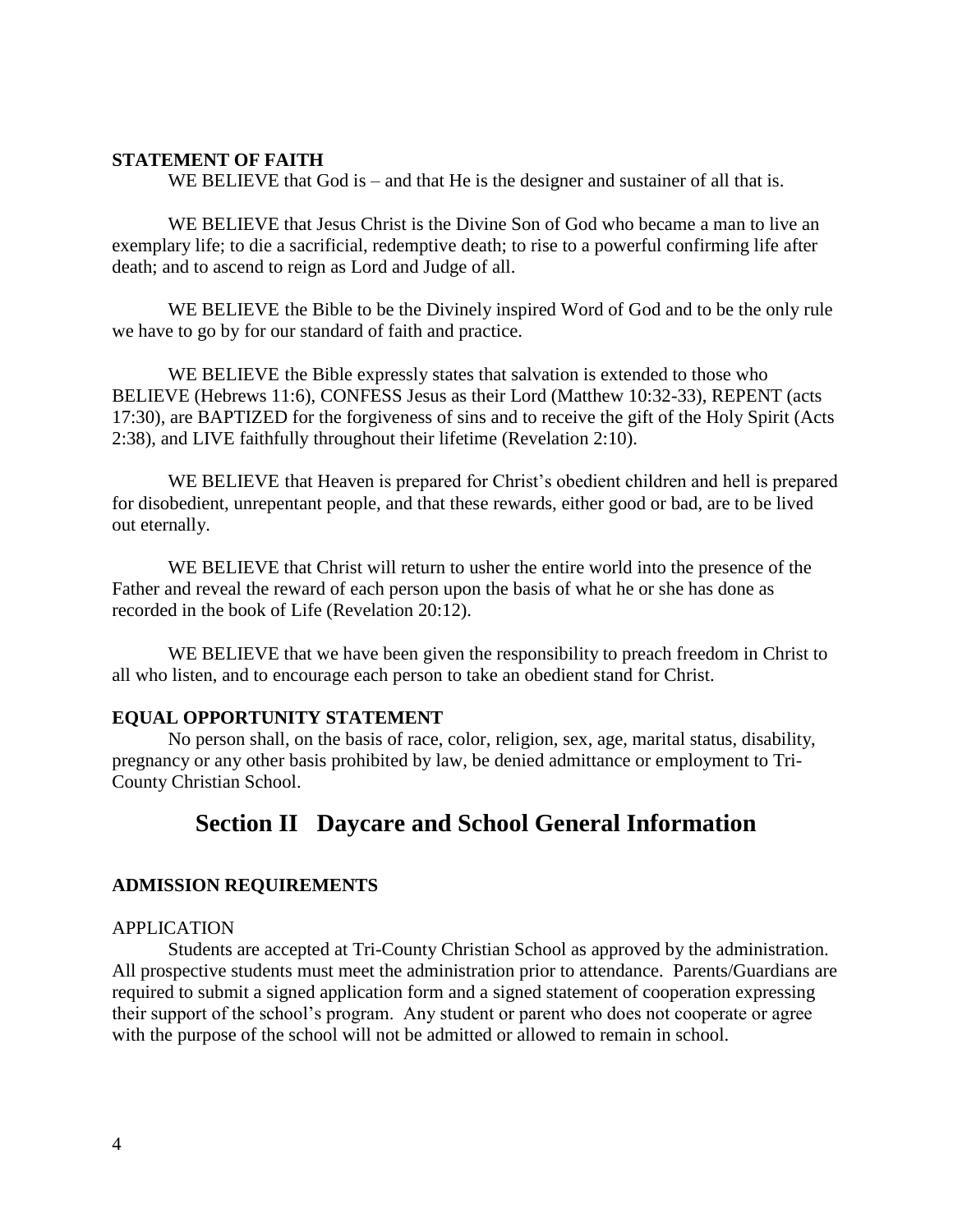**STATEMENT OF FAITH**

WE BELIEVE that God is – and that He is the designer and sustainer of all that is.

WE BELIEVE that Jesus Christ is the Divine Son of God who became a man to live an exemplary life; to die a sacrificial, redemptive death; to rise to a powerful confirming life after death; and to ascend to reign as Lord and Judge of all.

WE BELIEVE the Bible to be the Divinely inspired Word of God and to be the only rule we have to go by for our standard of faith and practice.

WE BELIEVE the Bible expressly states that salvation is extended to those who BELIEVE (Hebrews 11:6), CONFESS Jesus as their Lord (Matthew 10:32-33), REPENT (acts 17:30), are BAPTIZED for the forgiveness of sins and to receive the gift of the Holy Spirit (Acts 2:38), and LIVE faithfully throughout their lifetime (Revelation 2:10).

WE BELIEVE that Heaven is prepared for Christ's obedient children and hell is prepared for disobedient, unrepentant people, and that these rewards, either good or bad, are to be lived out eternally.

WE BELIEVE that Christ will return to usher the entire world into the presence of the Father and reveal the reward of each person upon the basis of what he or she has done as recorded in the book of Life (Revelation 20:12).

WE BELIEVE that we have been given the responsibility to preach freedom in Christ to all who listen, and to encourage each person to take an obedient stand for Christ.

**EQUAL OPPORTUNITY STATEMENT**

No person shall, on the basis of race, color, religion, sex, age, marital status, disability, pregnancy or any other basis prohibited by law, be denied admittance or employment to Tri-County Christian School.

# Section II Daycare and School General Information

**ADMISSION REQUIREMENTS**

APPLICATION

Students are accepted at Tri-County Christian School as approved by the administration. All prospective students must meet the administration prior to attendance. Parents/Guardians are required to submit a signed application form and a signed statement of cooperation expressing their support of the school's program. Any student or parent who does not cooperate or agree with the purpose of the school will not be admitted or allowed to remain in school.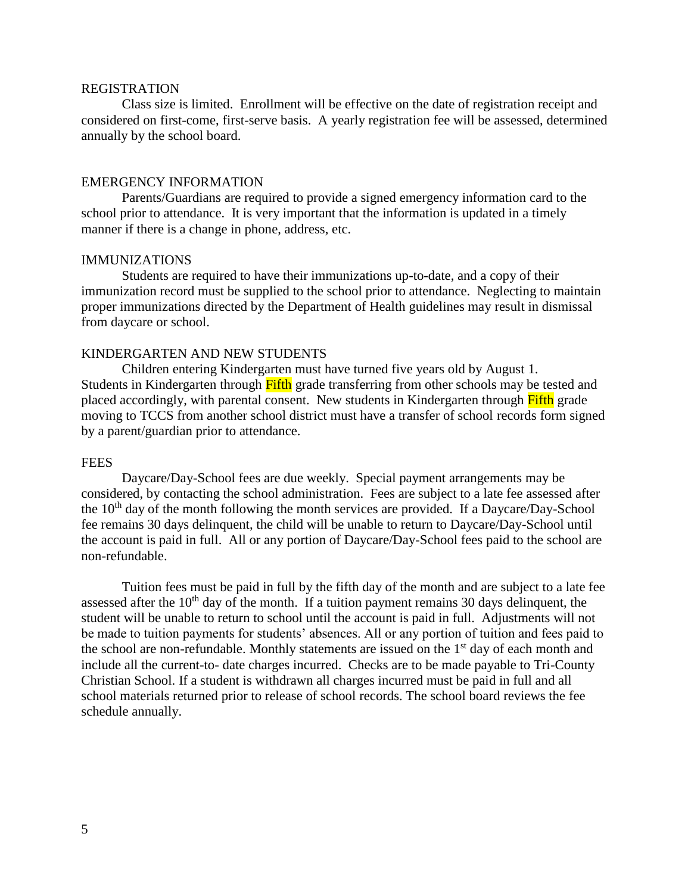## REGISTRATION

Class size is limited. Enrollment will be effective on the date of registration receipt and considered on first-come, first-serve basis. A yearly registration fee will be assessed, determined annually by the school board.

## EMERGENCY INFORMATION

Parents/Guardians are required to provide a signed emergency information card to the school prior to attendance. It is very important that the information is updated in a timely manner if there is a change in phone, address, etc.

## IMMUNIZATIONS

Students are required to have their immunizations up-to-date, and a copy of their immunization record must be supplied to the school prior to attendance. Neglecting to maintain proper immunizations directed by the Department of Health guidelines may result in dismissal from daycare or school.

## KINDERGARTEN AND NEW STUDENTS

Children entering Kindergarten must have turned five years old by August 1. Students in Kindergarten through Fifth grade transferring from other schools may be tested and placed accordingly, with parental consent. New students in Kindergarten through Fifth grade moving to TCCS from another school district must have a transfer of school records form signed by a parent/guardian prior to attendance.

## FEES

Daycare/Day-School fees are due weekly. Special payment arrangements may be considered, by contacting the school administration. Fees are subject to a late fee assessed after the 10th day of the month following the month services are provided. If a Daycare/Day-School fee remains 30 days delinquent, the child will be unable to return to Daycare/Day-School until the account is paid in full. All or any portion of Daycare/Day-School fees paid to the school are non-refundable.

Tuition fees must be paid in full by the fifth day of the month and are subject to a late fee assessed after the 10th day of the month. If a tuition payment remains 30 days delinquent, the student will be unable to return to school until the account is paid in full. Adjustments will not be made to tuition payments for students' absences. All or any portion of tuition and fees paid to the school are non-refundable. Monthly statements are issued on the 1st day of each month and include all the current-to- date charges incurred. Checks are to be made payable to Tri-County Christian School. If a student is withdrawn all charges incurred must be paid in full and all school materials returned prior to release of school records. The school board reviews the fee schedule annually.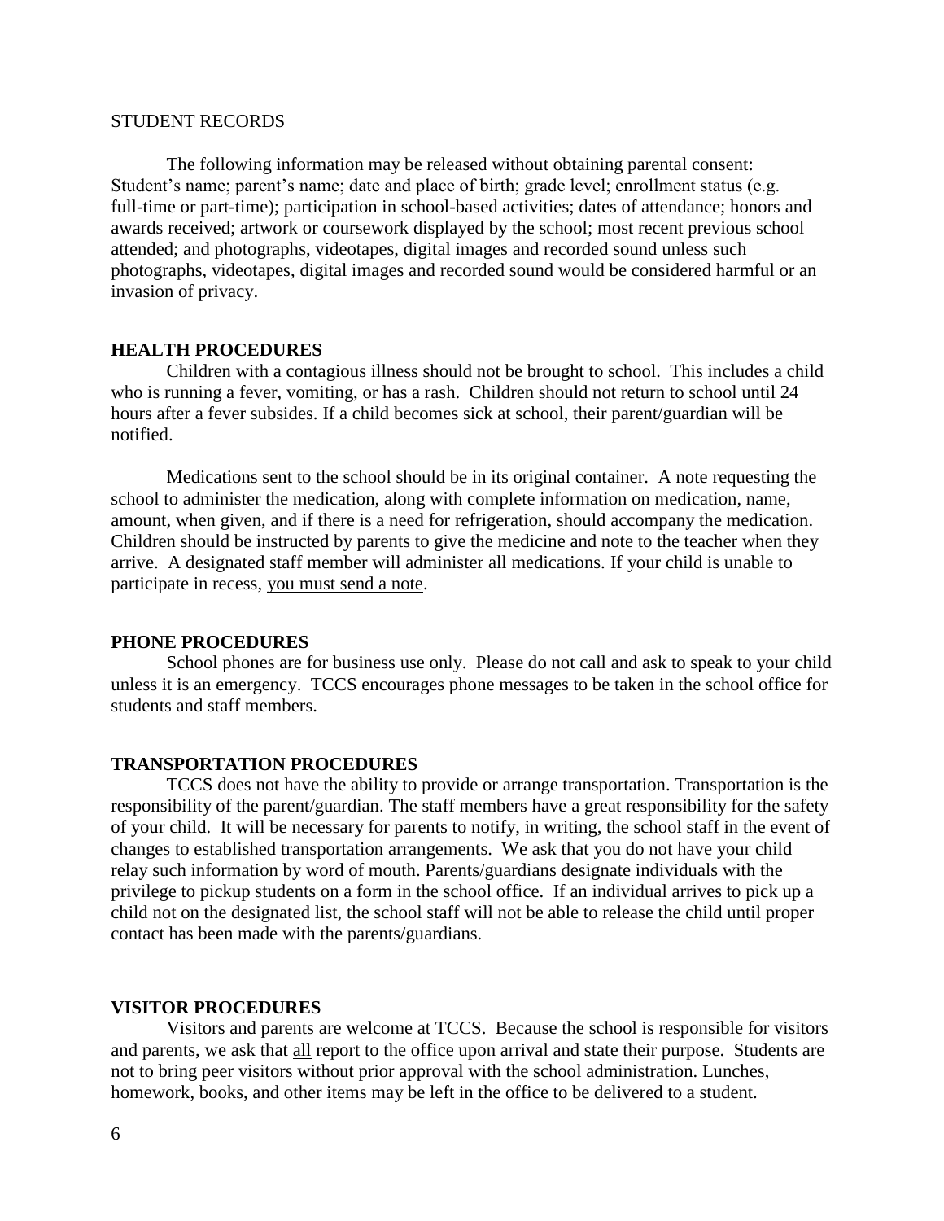## STUDENT RECORDS

The following information may be released without obtaining parental consent: Student's name; parent's name; date and place of birth; grade level; enrollment status (e.g. full-time or part-time); participation in school-based activities; dates of attendance; honors and awards received; artwork or coursework displayed by the school; most recent previous school attended; and photographs, videotapes, digital images and recorded sound unless such photographs, videotapes, digital images and recorded sound would be considered harmful or an invasion of privacy.

## HEALTH PROCEDURES

Children with a contagious illness should not be brought to school. This includes a child who is running a fever, vomiting, or has a rash. Children should not return to school until 24 hours after a fever subsides. If a child becomes sick at school, their parent/guardian will be notified.

Medications sent to the school should be in its original container. A note requesting the school to administer the medication, along with complete information on medication, name, amount, when given, and if there is a need for refrigeration, should accompany the medication. Children should be instructed by parents to give the medicine and note to the teacher when they arrive. A designated staff member will administer all medications. If your child is unable to participate in recess, <u>you must send a note</u>.

## PHONE PROCEDURES

School phones are for business use only. Please do not call and ask to speak to your child unless it is an emergency. TCCS encourages phone messages to be taken in the school office for students and staff members.

## TRANSPORTATION PROCEDURES

TCCS does not have the ability to provide or arrange transportation. Transportation is the responsibility of the parent/guardian. The staff members have a great responsibility for the safety of your child. It will be necessary for parents to notify, in writing, the school staff in the event of changes to established transportation arrangements. We ask that you do not have your child relay such information by word of mouth. Parents/guardians designate individuals with the privilege to pickup students on a form in the school office. If an individual arrives to pick up a child not on the designated list, the school staff will not be able to release the child until proper contact has been made with the parents/guardians.

## VISITOR PROCEDURES

Visitors and parents are welcome at TCCS. Because the school is responsible for visitors and parents, we ask that <u>all</u> report to the office upon arrival and state their purpose. Students are not to bring peer visitors without prior approval with the school administration. Lunches, homework, books, and other items may be left in the office to be delivered to a student.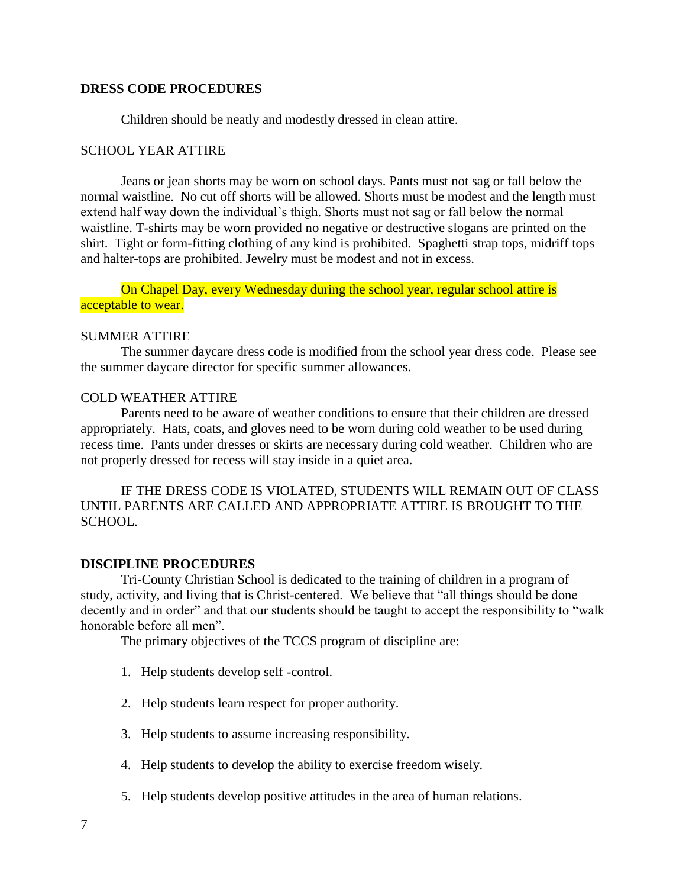## DRESS CODE PROCEDURES

Children should be neatly and modestly dressed in clean attire.

### SCHOOL YEAR ATTIRE

Jeans or jean shorts may be worn on school days. Pants must not sag or fall below the normal waistline. No cut off shorts will be allowed. Shorts must be modest and the length must extend half way down the individual's thigh. Shorts must not sag or fall below the normal waistline. T-shirts may be worn provided no negative or destructive slogans are printed on the shirt. Tight or form-fitting clothing of any kind is prohibited. Spaghetti strap tops, midriff tops and halter-tops are prohibited. Jewelry must be modest and not in excess.

On Chapel Day, every Wednesday during the school year, regular school attire is acceptable to wear.

### SUMMER ATTIRE

The summer daycare dress code is modified from the school year dress code. Please see the summer daycare director for specific summer allowances.

### COLD WEATHER ATTIRE

Parents need to be aware of weather conditions to ensure that their children are dressed appropriately. Hats, coats, and gloves need to be worn during cold weather to be used during recess time. Pants under dresses or skirts are necessary during cold weather. Children who are not properly dressed for recess will stay inside in a quiet area.

IF THE DRESS CODE IS VIOLATED, STUDENTS WILL REMAIN OUT OF CLASS UNTIL PARENTS ARE CALLED AND APPROPRIATE ATTIRE IS BROUGHT TO THE SCHOOL.

## DISCIPLINE PROCEDURES

Tri-County Christian School is dedicated to the training of children in a program of study, activity, and living that is Christ-centered. We believe that "all things should be done decently and in order" and that our students should be taught to accept the responsibility to "walk honorable before all men".

The primary objectives of the TCCS program of discipline are:

1. Help students develop self -control.
2. Help students learn respect for proper authority.
3. Help students to assume increasing responsibility.
4. Help students to develop the ability to exercise freedom wisely.
5. Help students develop positive attitudes in the area of human relations.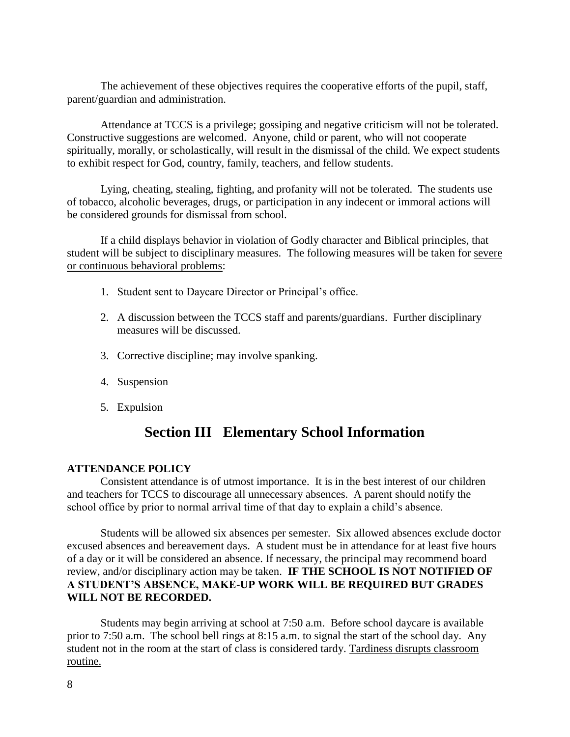The achievement of these objectives requires the cooperative efforts of the pupil, staff, parent/guardian and administration.

Attendance at TCCS is a privilege; gossiping and negative criticism will not be tolerated. Constructive suggestions are welcomed. Anyone, child or parent, who will not cooperate spiritually, morally, or scholastically, will result in the dismissal of the child. We expect students to exhibit respect for God, country, family, teachers, and fellow students.

Lying, cheating, stealing, fighting, and profanity will not be tolerated. The students use of tobacco, alcoholic beverages, drugs, or participation in any indecent or immoral actions will be considered grounds for dismissal from school.

If a child displays behavior in violation of Godly character and Biblical principles, that student will be subject to disciplinary measures. The following measures will be taken for <u>severe or continuous behavioral problems</u>:

1. Student sent to Daycare Director or Principal's office.
2. A discussion between the TCCS staff and parents/guardians. Further disciplinary measures will be discussed.
3. Corrective discipline; may involve spanking.
4. Suspension
5. Expulsion

# Section III Elementary School Information

**ATTENDANCE POLICY**

Consistent attendance is of utmost importance. It is in the best interest of our children and teachers for TCCS to discourage all unnecessary absences. A parent should notify the school office by prior to normal arrival time of that day to explain a child's absence.

Students will be allowed six absences per semester. Six allowed absences exclude doctor excused absences and bereavement days. A student must be in attendance for at least five hours of a day or it will be considered an absence. If necessary, the principal may recommend board review, and/or disciplinary action may be taken. **IF THE SCHOOL IS NOT NOTIFIED OF A STUDENT'S ABSENCE, MAKE-UP WORK WILL BE REQUIRED BUT GRADES WILL NOT BE RECORDED.**

Students may begin arriving at school at 7:50 a.m. Before school daycare is available prior to 7:50 a.m. The school bell rings at 8:15 a.m. to signal the start of the school day. Any student not in the room at the start of class is considered tardy. <u>Tardiness disrupts classroom routine.</u>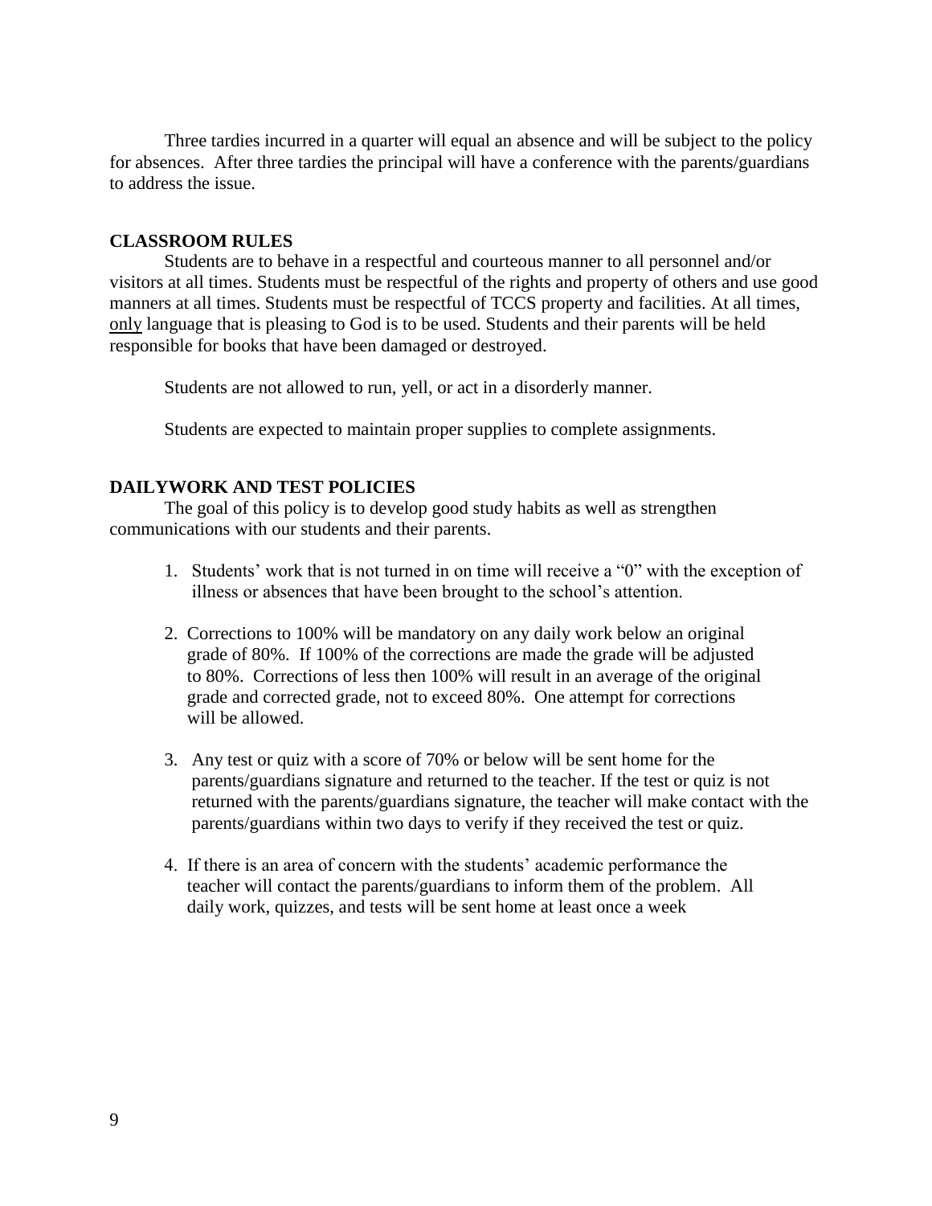Three tardies incurred in a quarter will equal an absence and will be subject to the policy for absences. After three tardies the principal will have a conference with the parents/guardians to address the issue.

## CLASSROOM RULES

Students are to behave in a respectful and courteous manner to all personnel and/or visitors at all times. Students must be respectful of the rights and property of others and use good manners at all times. Students must be respectful of TCCS property and facilities. At all times, only language that is pleasing to God is to be used. Students and their parents will be held responsible for books that have been damaged or destroyed.

Students are not allowed to run, yell, or act in a disorderly manner.

Students are expected to maintain proper supplies to complete assignments.

## DAILYWORK AND TEST POLICIES

The goal of this policy is to develop good study habits as well as strengthen communications with our students and their parents.

1. Students' work that is not turned in on time will receive a "0" with the exception of illness or absences that have been brought to the school's attention.

2. Corrections to 100% will be mandatory on any daily work below an original grade of 80%. If 100% of the corrections are made the grade will be adjusted to 80%. Corrections of less then 100% will result in an average of the original grade and corrected grade, not to exceed 80%. One attempt for corrections will be allowed.

3. Any test or quiz with a score of 70% or below will be sent home for the parents/guardians signature and returned to the teacher. If the test or quiz is not returned with the parents/guardians signature, the teacher will make contact with the parents/guardians within two days to verify if they received the test or quiz.

4. If there is an area of concern with the students' academic performance the teacher will contact the parents/guardians to inform them of the problem. All daily work, quizzes, and tests will be sent home at least once a week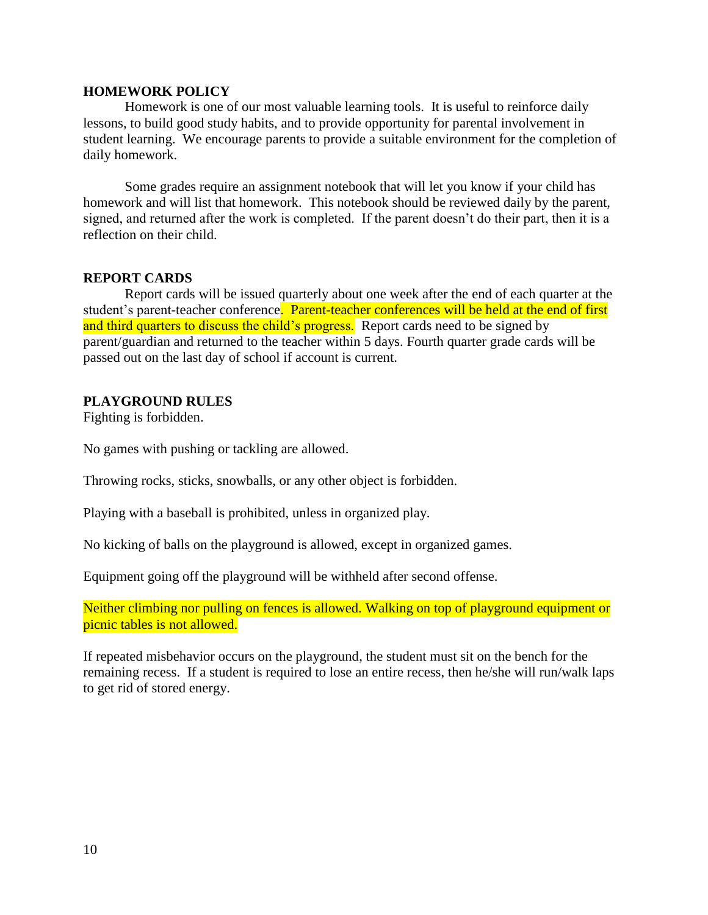## HOMEWORK POLICY

Homework is one of our most valuable learning tools. It is useful to reinforce daily lessons, to build good study habits, and to provide opportunity for parental involvement in student learning. We encourage parents to provide a suitable environment for the completion of daily homework.

Some grades require an assignment notebook that will let you know if your child has homework and will list that homework. This notebook should be reviewed daily by the parent, signed, and returned after the work is completed. If the parent doesn't do their part, then it is a reflection on their child.

## REPORT CARDS

Report cards will be issued quarterly about one week after the end of each quarter at the student's parent-teacher conference. Parent-teacher conferences will be held at the end of first and third quarters to discuss the child's progress. Report cards need to be signed by parent/guardian and returned to the teacher within 5 days. Fourth quarter grade cards will be passed out on the last day of school if account is current.

## PLAYGROUND RULES

Fighting is forbidden.

No games with pushing or tackling are allowed.

Throwing rocks, sticks, snowballs, or any other object is forbidden.

Playing with a baseball is prohibited, unless in organized play.

No kicking of balls on the playground is allowed, except in organized games.

Equipment going off the playground will be withheld after second offense.

Neither climbing nor pulling on fences is allowed. Walking on top of playground equipment or picnic tables is not allowed.

If repeated misbehavior occurs on the playground, the student must sit on the bench for the remaining recess. If a student is required to lose an entire recess, then he/she will run/walk laps to get rid of stored energy.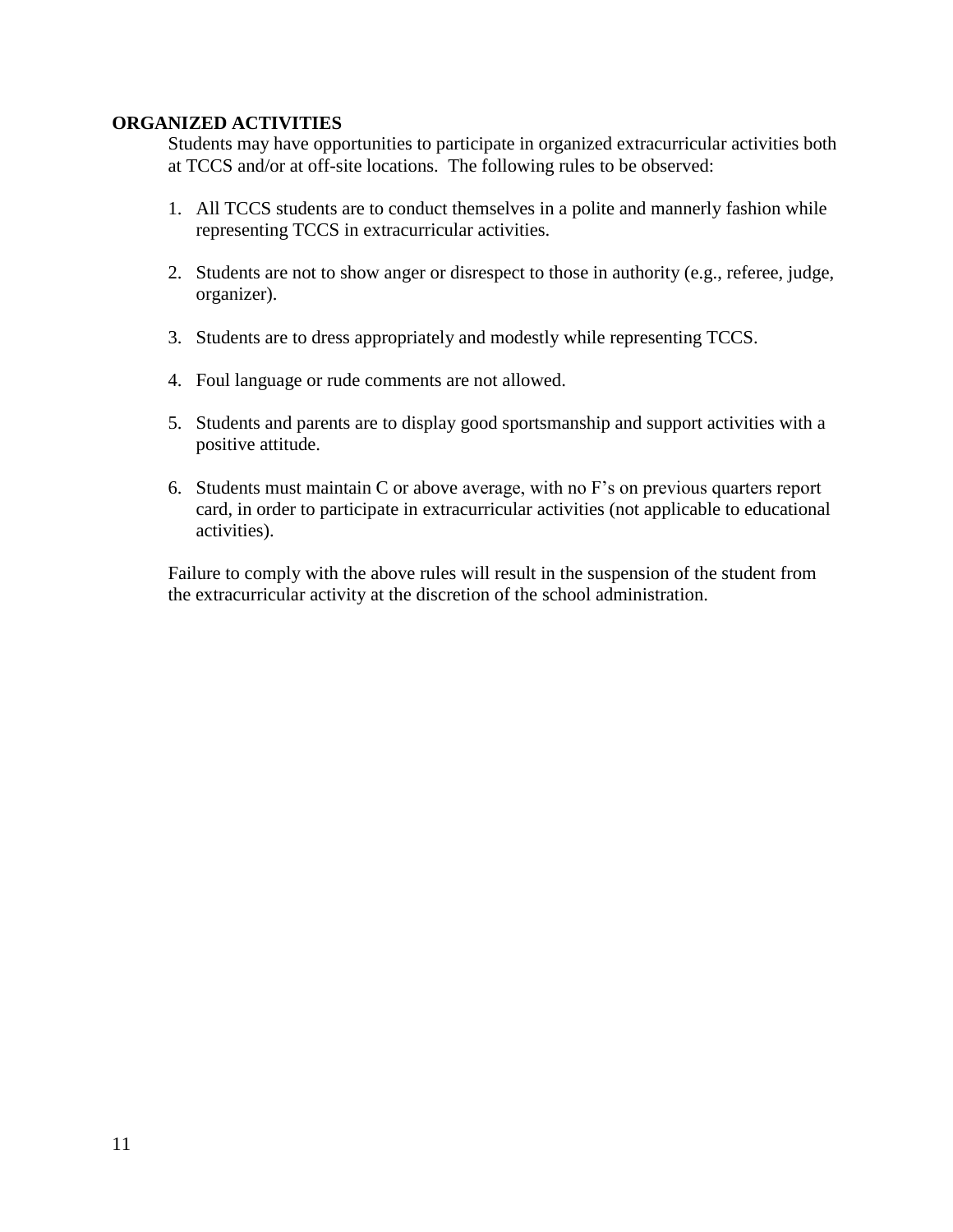**ORGANIZED ACTIVITIES**

Students may have opportunities to participate in organized extracurricular activities both at TCCS and/or at off-site locations. The following rules to be observed:

1. All TCCS students are to conduct themselves in a polite and mannerly fashion while representing TCCS in extracurricular activities.

2. Students are not to show anger or disrespect to those in authority (e.g., referee, judge, organizer).

3. Students are to dress appropriately and modestly while representing TCCS.

4. Foul language or rude comments are not allowed.

5. Students and parents are to display good sportsmanship and support activities with a positive attitude.

6. Students must maintain C or above average, with no F's on previous quarters report card, in order to participate in extracurricular activities (not applicable to educational activities).

Failure to comply with the above rules will result in the suspension of the student from the extracurricular activity at the discretion of the school administration.